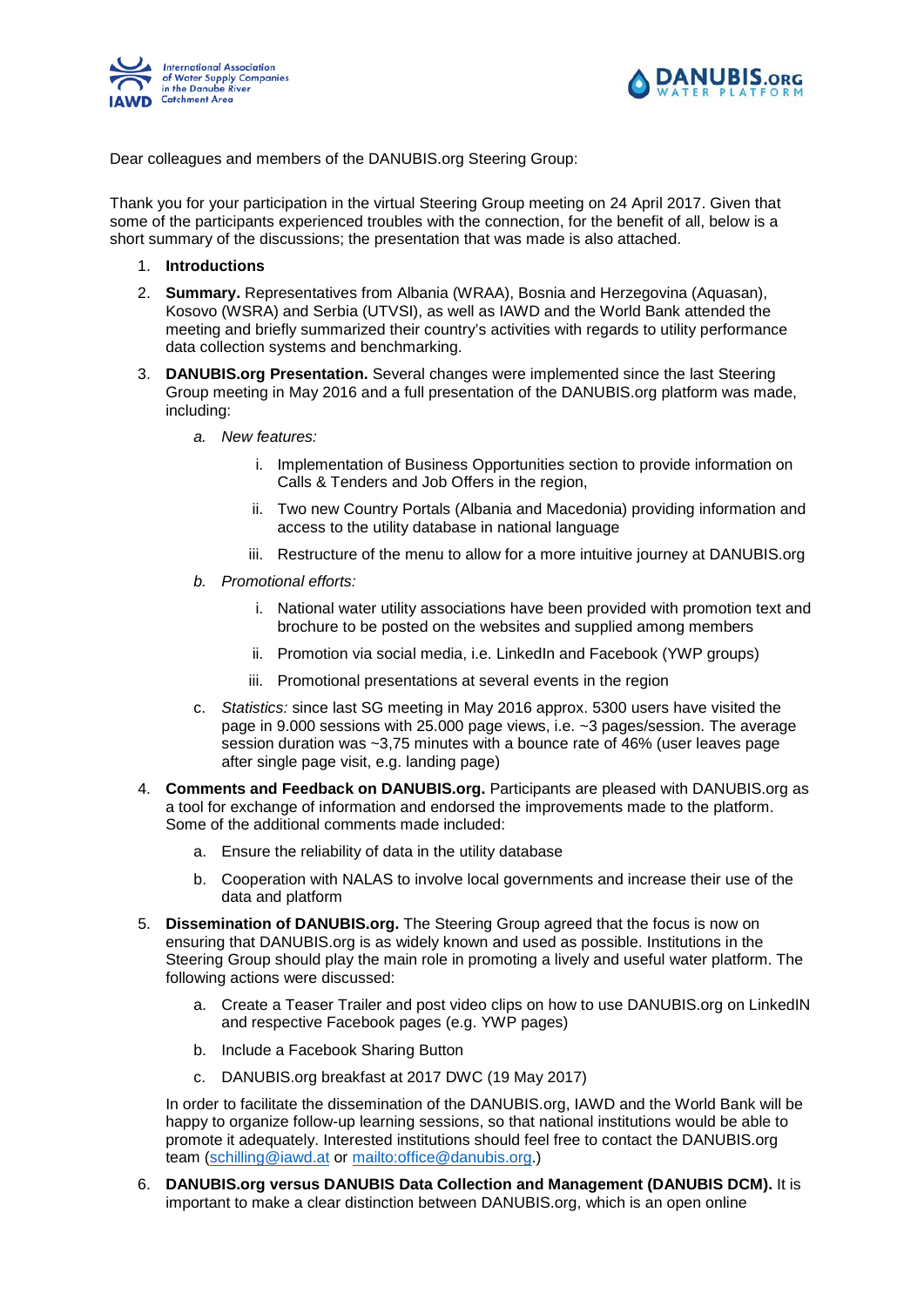Dear colleagues and members of the DANUBIS.org Steering Group:

Thank you for your participation in the virtual Steering Group meeting on 24 April 2017. Given that some of the participants experienced troubles with the connection, for the benefit of all, below is a short summary of the discussions; the presentation that was made is also attached.

1. **Introductions**
2. **Summary.** Representatives from Albania (WRAA), Bosnia and Herzegovina (Aquasan), Kosovo (WSRA) and Serbia (UTVSI), as well as IAWD and the World Bank attended the meeting and briefly summarized their country's activities with regards to utility performance data collection systems and benchmarking.
3. **DANUBIS.org Presentation.** Several changes were implemented since the last Steering Group meeting in May 2016 and a full presentation of the DANUBIS.org platform was made, including:
   a. *New features:*
      i. Implementation of Business Opportunities section to provide information on Calls & Tenders and Job Offers in the region,
      ii. Two new Country Portals (Albania and Macedonia) providing information and access to the utility database in national language
      iii. Restructure of the menu to allow for a more intuitive journey at DANUBIS.org
   b. *Promotional efforts:*
      i. National water utility associations have been provided with promotion text and brochure to be posted on the websites and supplied among members
      ii. Promotion via social media, i.e. LinkedIn and Facebook (YWP groups)
      iii. Promotional presentations at several events in the region
   c. *Statistics:* since last SG meeting in May 2016 approx. 5300 users have visited the page in 9.000 sessions with 25.000 page views, i.e. ~3 pages/session. The average session duration was ~3,75 minutes with a bounce rate of 46% (user leaves page after single page visit, e.g. landing page)
4. **Comments and Feedback on DANUBIS.org.** Participants are pleased with DANUBIS.org as a tool for exchange of information and endorsed the improvements made to the platform. Some of the additional comments made included:
   a. Ensure the reliability of data in the utility database
   b. Cooperation with NALAS to involve local governments and increase their use of the data and platform
5. **Dissemination of DANUBIS.org.** The Steering Group agreed that the focus is now on ensuring that DANUBIS.org is as widely known and used as possible. Institutions in the Steering Group should play the main role in promoting a lively and useful water platform. The following actions were discussed:
   a. Create a Teaser Trailer and post video clips on how to use DANUBIS.org on LinkedIN and respective Facebook pages (e.g. YWP pages)
   b. Include a Facebook Sharing Button
   c. DANUBIS.org breakfast at 2017 DWC (19 May 2017)

   In order to facilitate the dissemination of the DANUBIS.org, IAWD and the World Bank will be happy to organize follow-up learning sessions, so that national institutions would be able to promote it adequately. Interested institutions should feel free to contact the DANUBIS.org team (schilling@iawd.at or mailto:office@danubis.org.)
6. **DANUBIS.org versus DANUBIS Data Collection and Management (DANUBIS DCM).** It is important to make a clear distinction between DANUBIS.org, which is an open online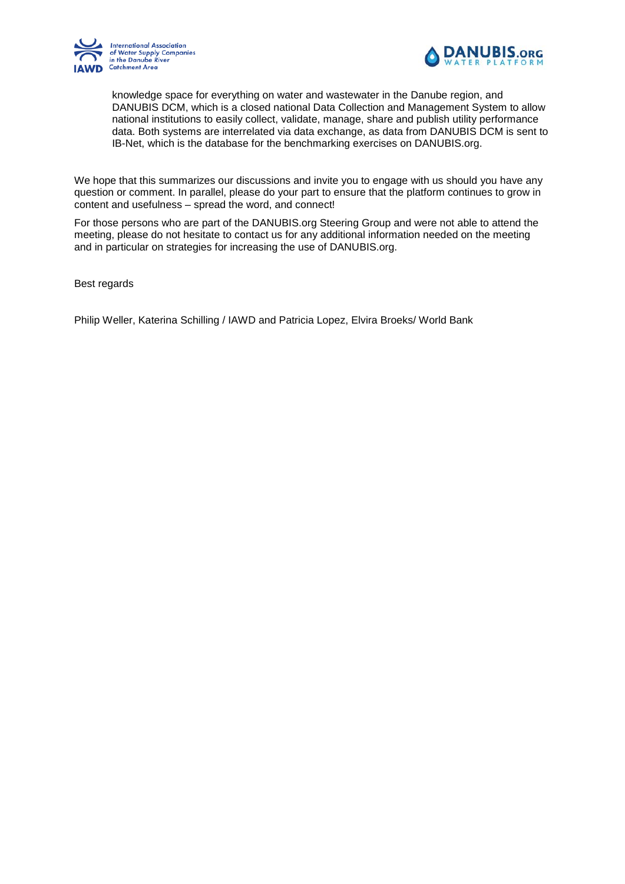knowledge space for everything on water and wastewater in the Danube region, and DANUBIS DCM, which is a closed national Data Collection and Management System to allow national institutions to easily collect, validate, manage, share and publish utility performance data. Both systems are interrelated via data exchange, as data from DANUBIS DCM is sent to IB-Net, which is the database for the benchmarking exercises on DANUBIS.org.

We hope that this summarizes our discussions and invite you to engage with us should you have any question or comment. In parallel, please do your part to ensure that the platform continues to grow in content and usefulness – spread the word, and connect!

For those persons who are part of the DANUBIS.org Steering Group and were not able to attend the meeting, please do not hesitate to contact us for any additional information needed on the meeting and in particular on strategies for increasing the use of DANUBIS.org.

Best regards

Philip Weller, Katerina Schilling / IAWD and Patricia Lopez, Elvira Broeks/ World Bank